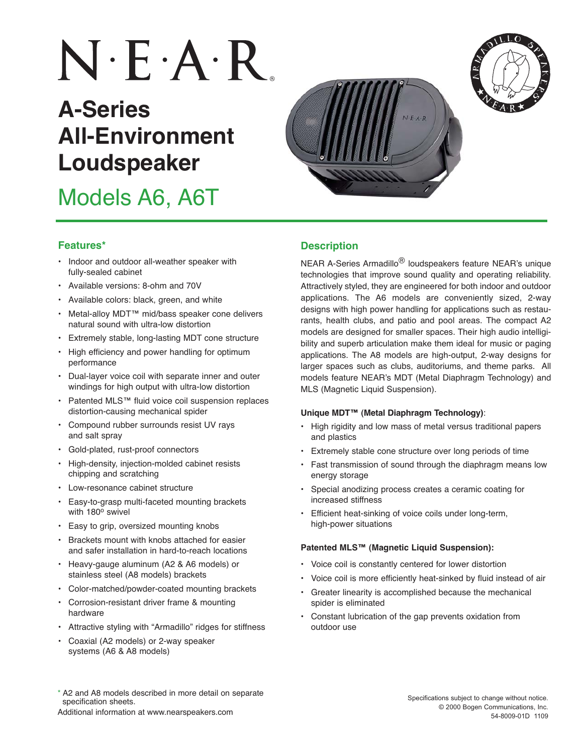# N·E·A·R®

# A-Series All-Environment Loudspeaker

## Models A6, A6T

### Features*

- Indoor and outdoor all-weather speaker with fully-sealed cabinet
- Available versions: 8-ohm and 70V
- Available colors: black, green, and white
- Metal-alloy MDT™ mid/bass speaker cone delivers natural sound with ultra-low distortion
- Extremely stable, long-lasting MDT cone structure
- High efficiency and power handling for optimum performance
- Dual-layer voice coil with separate inner and outer windings for high output with ultra-low distortion
- Patented MLS™ fluid voice coil suspension replaces distortion-causing mechanical spider
- Compound rubber surrounds resist UV rays and salt spray
- Gold-plated, rust-proof connectors
- High-density, injection-molded cabinet resists chipping and scratching
- Low-resonance cabinet structure
- Easy-to-grasp multi-faceted mounting brackets with 180º swivel
- Easy to grip, oversized mounting knobs
- Brackets mount with knobs attached for easier and safer installation in hard-to-reach locations
- Heavy-gauge aluminum (A2 & A6 models) or stainless steel (A8 models) brackets
- Color-matched/powder-coated mounting brackets
- Corrosion-resistant driver frame & mounting hardware
- Attractive styling with "Armadillo" ridges for stiffness
- Coaxial (A2 models) or 2-way speaker systems (A6 & A8 models)

### Description

NEAR A-Series Armadillo® loudspeakers feature NEAR's unique technologies that improve sound quality and operating reliability. Attractively styled, they are engineered for both indoor and outdoor applications. The A6 models are conveniently sized, 2-way designs with high power handling for applications such as restaurants, health clubs, and patio and pool areas. The compact A2 models are designed for smaller spaces. Their high audio intelligibility and superb articulation make them ideal for music or paging applications. The A8 models are high-output, 2-way designs for larger spaces such as clubs, auditoriums, and theme parks. All models feature NEAR's MDT (Metal Diaphragm Technology) and MLS (Magnetic Liquid Suspension).

**Unique MDT™ (Metal Diaphragm Technology)**:

- High rigidity and low mass of metal versus traditional papers and plastics
- Extremely stable cone structure over long periods of time
- Fast transmission of sound through the diaphragm means low energy storage
- Special anodizing process creates a ceramic coating for increased stiffness
- Efficient heat-sinking of voice coils under long-term, high-power situations

**Patented MLS™ (Magnetic Liquid Suspension):**

- Voice coil is constantly centered for lower distortion
- Voice coil is more efficiently heat-sinked by fluid instead of air
- Greater linearity is accomplished because the mechanical spider is eliminated
- Constant lubrication of the gap prevents oxidation from outdoor use

\* A2 and A8 models described in more detail on separate specification sheets.

Additional information at www.nearspeakers.com

Specifications subject to change without notice.
© 2000 Bogen Communications, Inc.
54-8009-01D 1109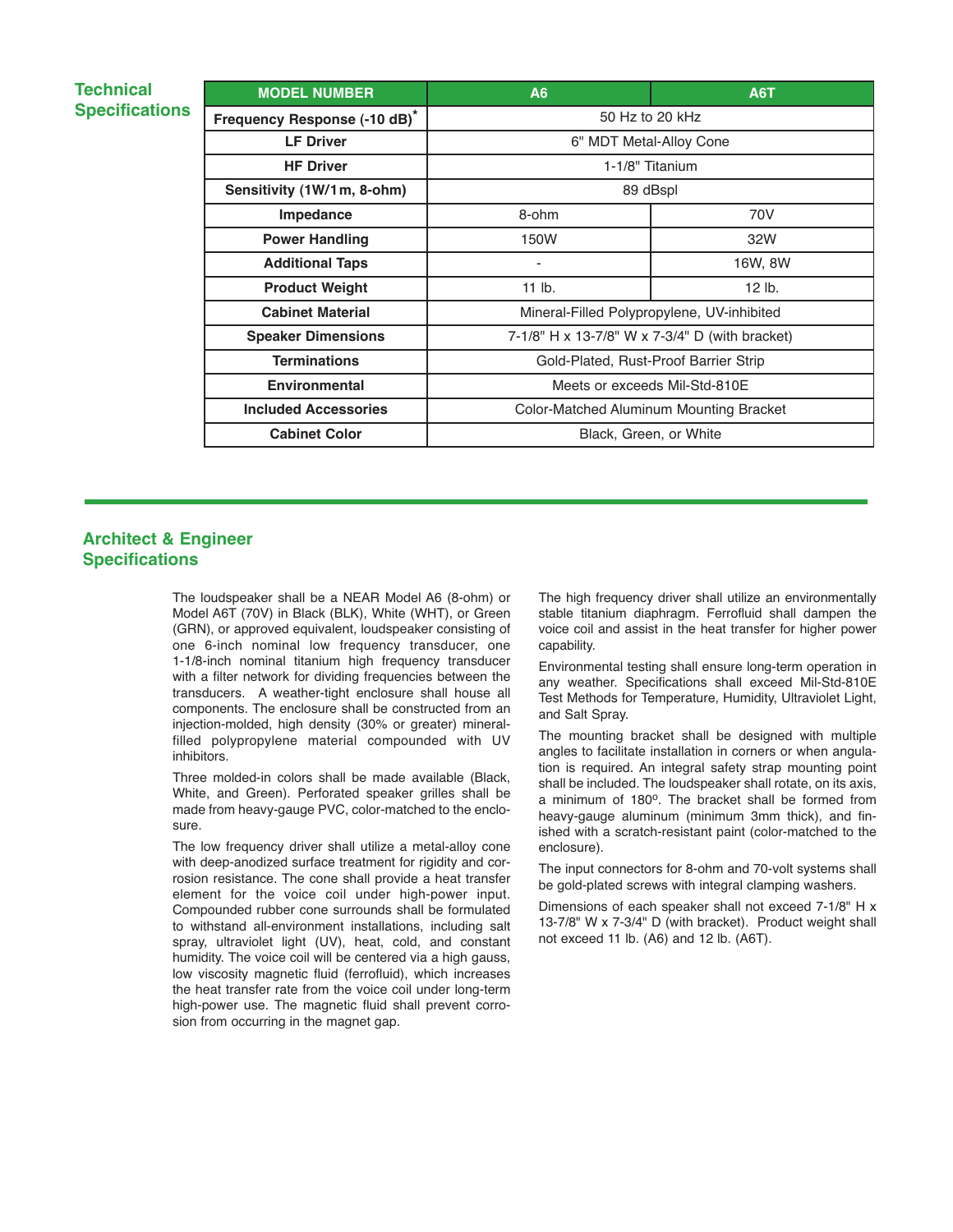## Technical Specifications

| MODEL NUMBER | A6 | A6T |
|---|---|---|
| Frequency Response (-10 dB)* | 50 Hz to 20 kHz | |
| LF Driver | 6" MDT Metal-Alloy Cone | |
| HF Driver | 1-1/8" Titanium | |
| Sensitivity (1W/1m, 8-ohm) | 89 dBspl | |
| Impedance | 8-ohm | 70V |
| Power Handling | 150W | 32W |
| Additional Taps | - | 16W, 8W |
| Product Weight | 11 lb. | 12 lb. |
| Cabinet Material | Mineral-Filled Polypropylene, UV-inhibited | |
| Speaker Dimensions | 7-1/8" H x 13-7/8" W x 7-3/4" D (with bracket) | |
| Terminations | Gold-Plated, Rust-Proof Barrier Strip | |
| Environmental | Meets or exceeds Mil-Std-810E | |
| Included Accessories | Color-Matched Aluminum Mounting Bracket | |
| Cabinet Color | Black, Green, or White | |

## Architect & Engineer Specifications

The loudspeaker shall be a NEAR Model A6 (8-ohm) or Model A6T (70V) in Black (BLK), White (WHT), or Green (GRN), or approved equivalent, loudspeaker consisting of one 6-inch nominal low frequency transducer, one 1-1/8-inch nominal titanium high frequency transducer with a filter network for dividing frequencies between the transducers. A weather-tight enclosure shall house all components. The enclosure shall be constructed from an injection-molded, high density (30% or greater) mineral-filled polypropylene material compounded with UV inhibitors.

Three molded-in colors shall be made available (Black, White, and Green). Perforated speaker grilles shall be made from heavy-gauge PVC, color-matched to the enclosure.

The low frequency driver shall utilize a metal-alloy cone with deep-anodized surface treatment for rigidity and corrosion resistance. The cone shall provide a heat transfer element for the voice coil under high-power input. Compounded rubber cone surrounds shall be formulated to withstand all-environment installations, including salt spray, ultraviolet light (UV), heat, cold, and constant humidity. The voice coil will be centered via a high gauss, low viscosity magnetic fluid (ferrofluid), which increases the heat transfer rate from the voice coil under long-term high-power use. The magnetic fluid shall prevent corrosion from occurring in the magnet gap.

The high frequency driver shall utilize an environmentally stable titanium diaphragm. Ferrofluid shall dampen the voice coil and assist in the heat transfer for higher power capability.

Environmental testing shall ensure long-term operation in any weather. Specifications shall exceed Mil-Std-810E Test Methods for Temperature, Humidity, Ultraviolet Light, and Salt Spray.

The mounting bracket shall be designed with multiple angles to facilitate installation in corners or when angulation is required. An integral safety strap mounting point shall be included. The loudspeaker shall rotate, on its axis, a minimum of 180º. The bracket shall be formed from heavy-gauge aluminum (minimum 3mm thick), and finished with a scratch-resistant paint (color-matched to the enclosure).

The input connectors for 8-ohm and 70-volt systems shall be gold-plated screws with integral clamping washers.

Dimensions of each speaker shall not exceed 7-1/8" H x 13-7/8" W x 7-3/4" D (with bracket). Product weight shall not exceed 11 lb. (A6) and 12 lb. (A6T).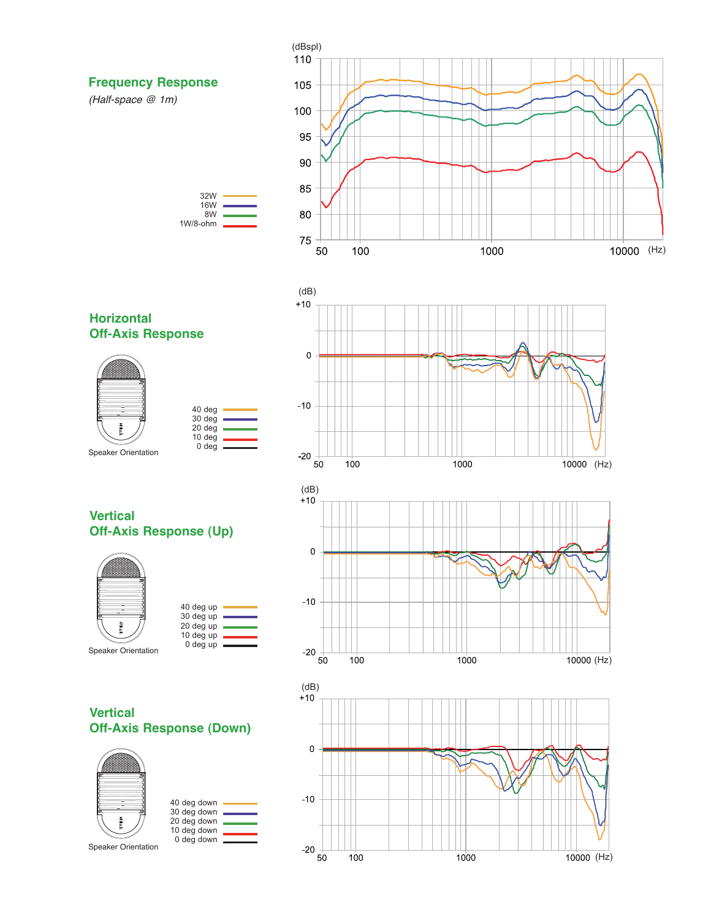## Frequency Response

*(Half-space @ 1m)*

(dBspl)

110, 105, 100, 95, 90, 85, 80, 75

50, 100, 1000, 10000 (Hz)

32W
16W
8W
1W/8-ohm

## Horizontal Off-Axis Response

Speaker Orientation

40 deg
30 deg
20 deg
10 deg
0 deg

(dB)

+10, 0, -10, -20

50, 100, 1000, 10000 (Hz)

## Vertical Off-Axis Response (Up)

Speaker Orientation

40 deg up
30 deg up
20 deg up
10 deg up
0 deg up

(dB)

+10, 0, -10, -20

50, 100, 1000, 10000 (Hz)

## Vertical Off-Axis Response (Down)

Speaker Orientation

40 deg down
30 deg down
20 deg down
10 deg down
0 deg down

(dB)

+10, 0, -10, -20

50, 100, 1000, 10000 (Hz)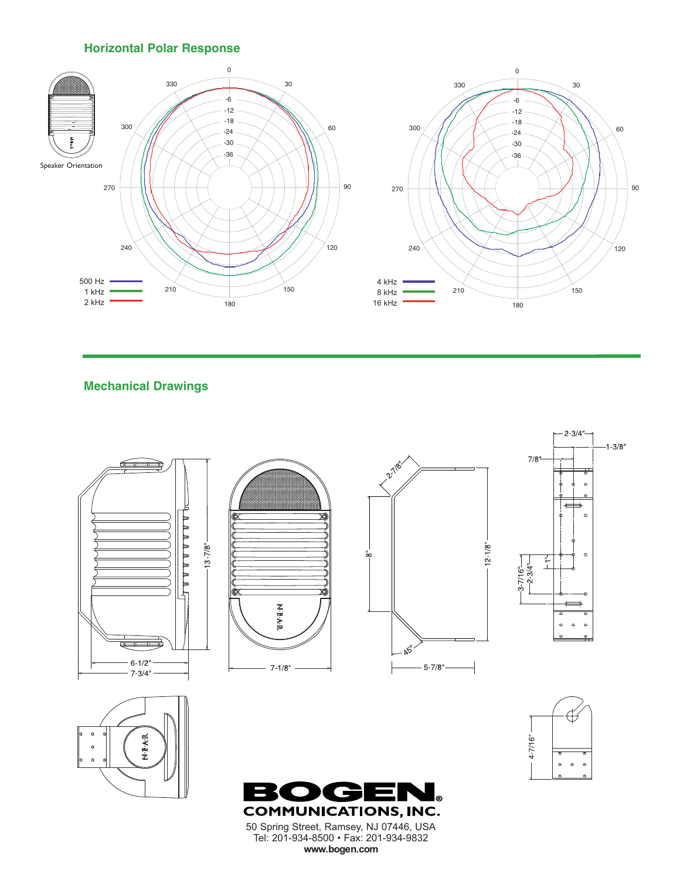## Horizontal Polar Response

Speaker Orientation

0
330
30
300
60
270
90
240
120
210
150
180
-6
-12
-18
-24
-30
-36

500 Hz
1 kHz
2 kHz

0
330
30
300
60
270
90
240
120
210
150
180
-6
-12
-18
-24
-30
-36

4 kHz
8 kHz
16 kHz

## Mechanical Drawings

13-7/8"
6-1/2"
7-3/4"
7-1/8"
2-7/8"
8"
12-1/8"
45°
5-7/8"
2-3/4"
1-3/8"
7/8"
1"
2-3/4"
3-7/16"
4-7/16"

**BOGEN®**
**COMMUNICATIONS, INC.**

50 Spring Street, Ramsey, NJ 07446, USA
Tel: 201-934-8500 • Fax: 201-934-9832
**www.bogen.com**